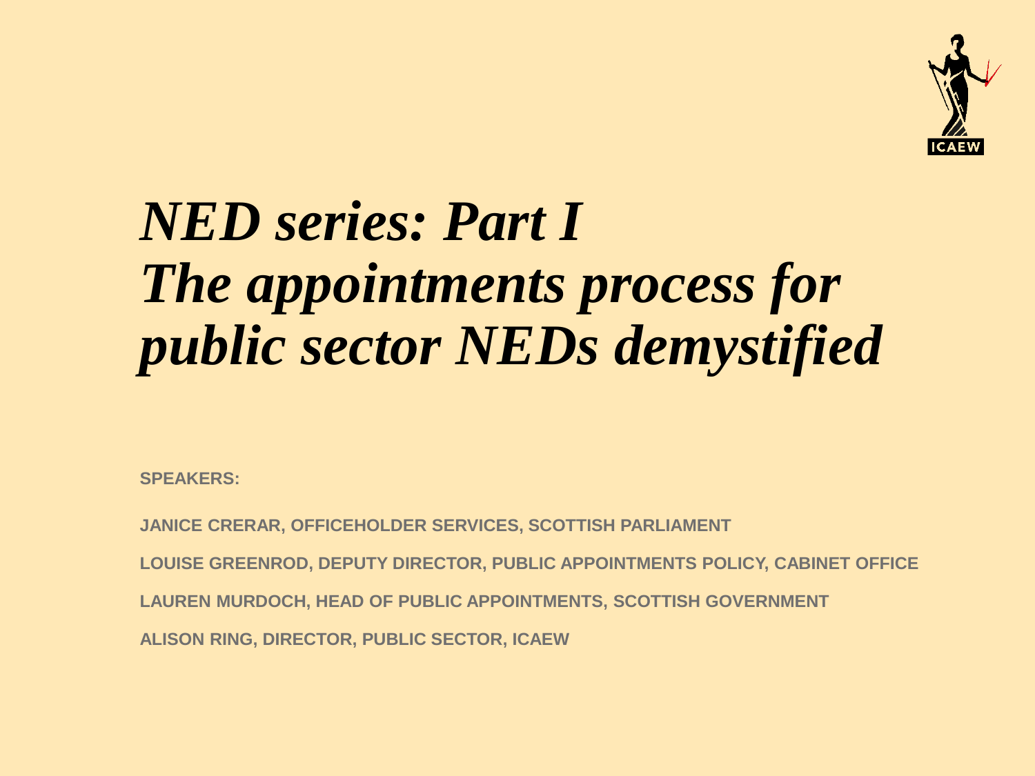# *NED series: Part I The appointments process for public sector NEDs demystified*

**SPEAKERS:**

**JANICE CRERAR, OFFICEHOLDER SERVICES, SCOTTISH PARLIAMENT**

**LOUISE GREENROD, DEPUTY DIRECTOR, PUBLIC APPOINTMENTS POLICY, CABINET OFFICE**

**LAUREN MURDOCH, HEAD OF PUBLIC APPOINTMENTS, SCOTTISH GOVERNMENT**

**ALISON RING, DIRECTOR, PUBLIC SECTOR, ICAEW**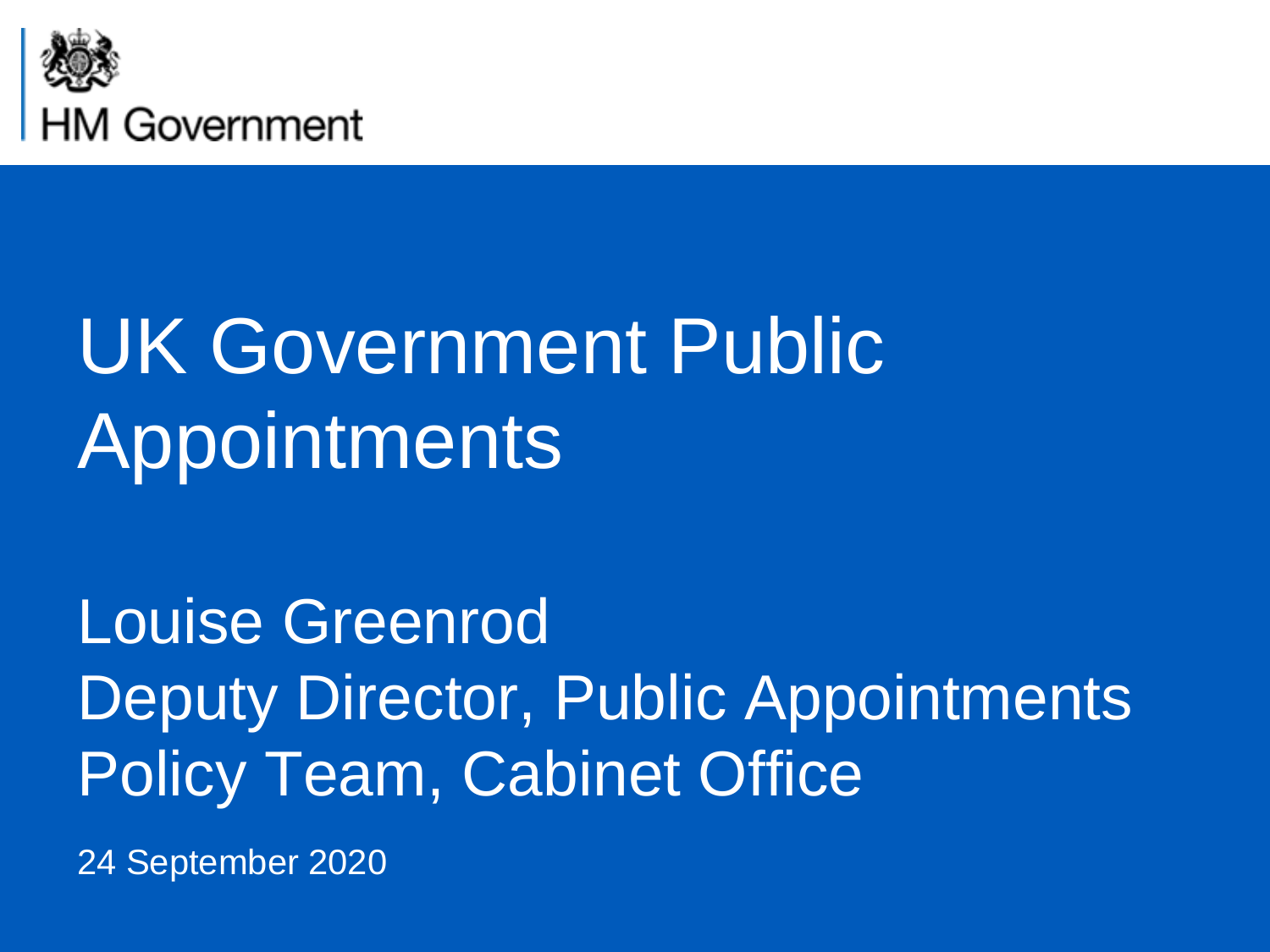HM Government

# UK Government Public Appointments

Louise Greenrod
Deputy Director, Public Appointments Policy Team, Cabinet Office

24 September 2020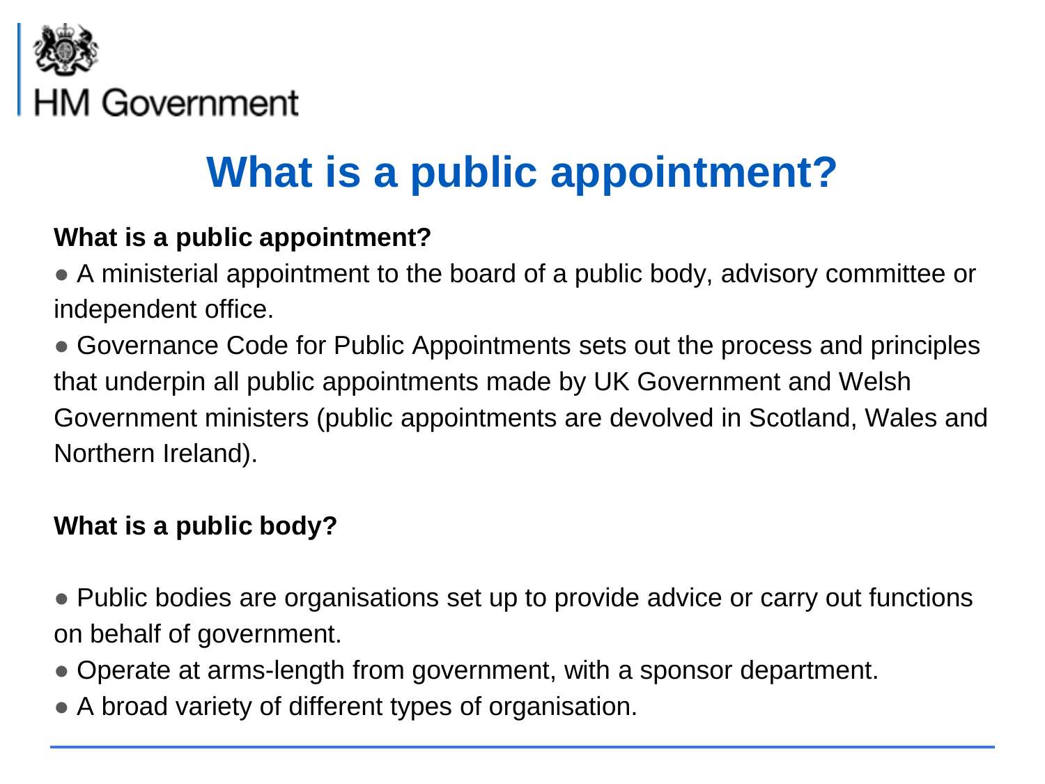HM Government

# What is a public appointment?

**What is a public appointment?**

- A ministerial appointment to the board of a public body, advisory committee or independent office.
- Governance Code for Public Appointments sets out the process and principles that underpin all public appointments made by UK Government and Welsh Government ministers (public appointments are devolved in Scotland, Wales and Northern Ireland).

**What is a public body?**

- Public bodies are organisations set up to provide advice or carry out functions on behalf of government.
- Operate at arms-length from government, with a sponsor department.
- A broad variety of different types of organisation.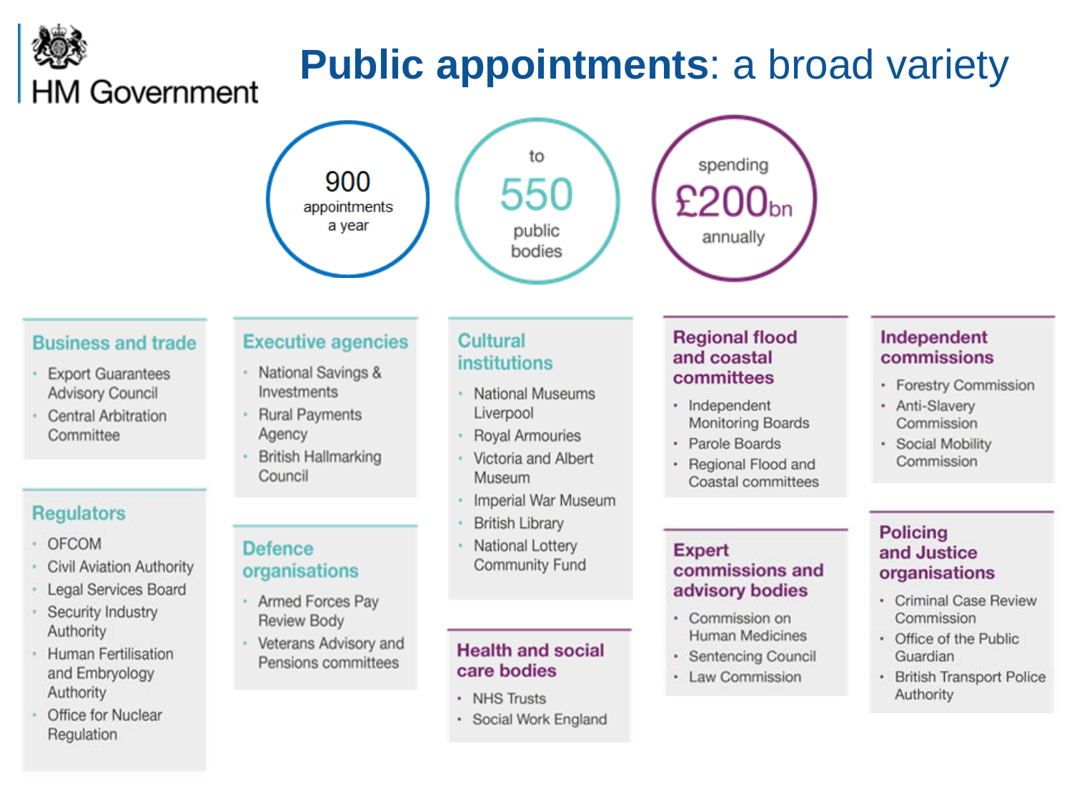HM Government

# Public appointments: a broad variety

**900** appointments a year

to **550** public bodies

spending **£200bn** annually

### Business and trade

- Export Guarantees Advisory Council
- Central Arbitration Committee

### Regulators

- OFCOM
- Civil Aviation Authority
- Legal Services Board
- Security Industry Authority
- Human Fertilisation and Embryology Authority
- Office for Nuclear Regulation

### Executive agencies

- National Savings & Investments
- Rural Payments Agency
- British Hallmarking Council

### Defence organisations

- Armed Forces Pay Review Body
- Veterans Advisory and Pensions committees

### Cultural institutions

- National Museums Liverpool
- Royal Armouries
- Victoria and Albert Museum
- Imperial War Museum
- British Library
- National Lottery Community Fund

### Health and social care bodies

- NHS Trusts
- Social Work England

### Regional flood and coastal committees

- Independent Monitoring Boards
- Parole Boards
- Regional Flood and Coastal committees

### Expert commissions and advisory bodies

- Commission on Human Medicines
- Sentencing Council
- Law Commission

### Independent commissions

- Forestry Commission
- Anti-Slavery Commission
- Social Mobility Commission

### Policing and Justice organisations

- Criminal Case Review Commission
- Office of the Public Guardian
- British Transport Police Authority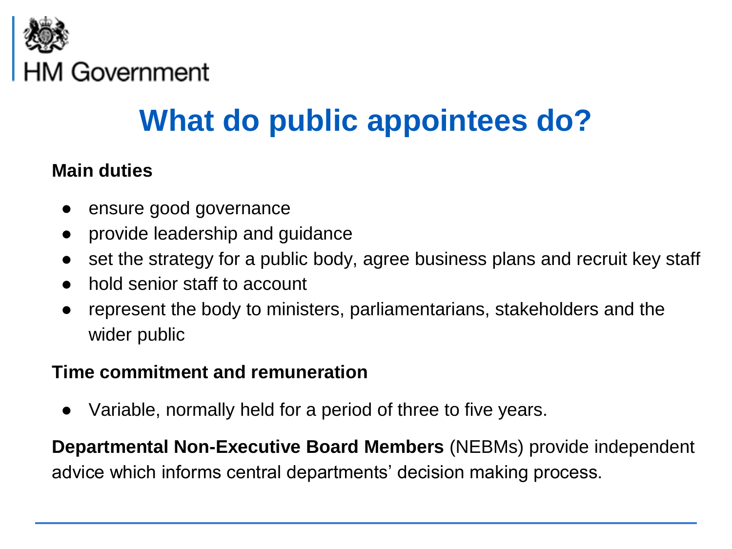HM Government

# What do public appointees do?

**Main duties**

- ensure good governance
- provide leadership and guidance
- set the strategy for a public body, agree business plans and recruit key staff
- hold senior staff to account
- represent the body to ministers, parliamentarians, stakeholders and the wider public

**Time commitment and remuneration**

- Variable, normally held for a period of three to five years.

**Departmental Non-Executive Board Members** (NEBMs) provide independent advice which informs central departments' decision making process.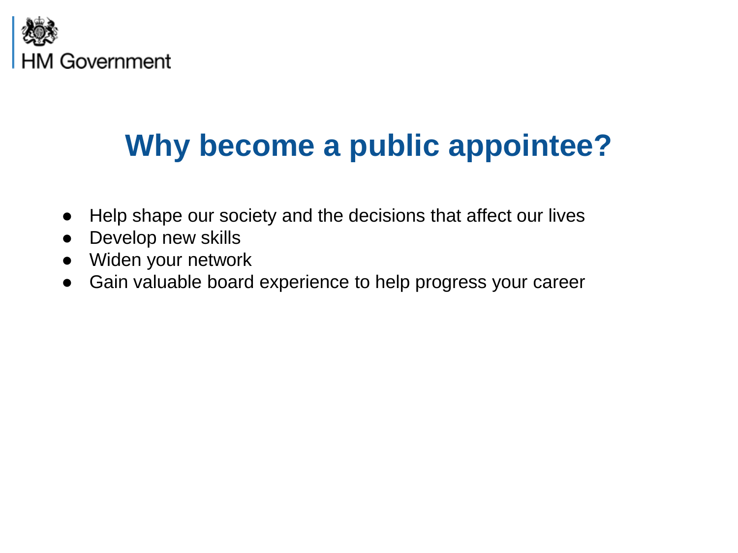# Why become a public appointee?

- Help shape our society and the decisions that affect our lives
- Develop new skills
- Widen your network
- Gain valuable board experience to help progress your career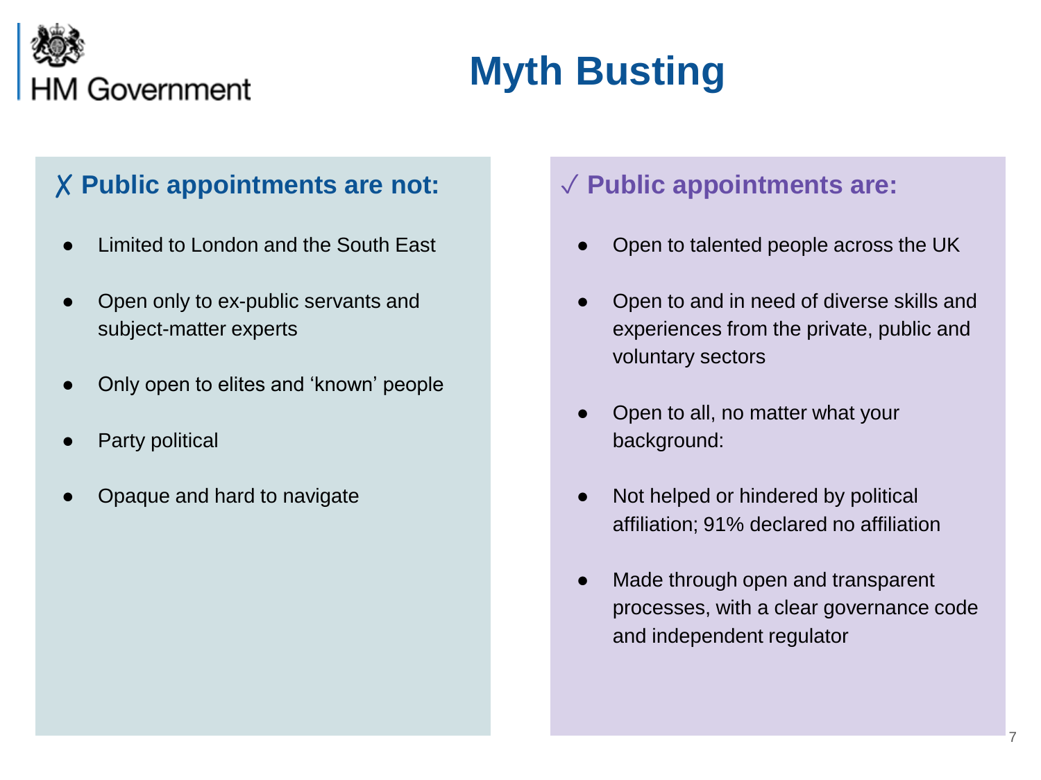# Myth Busting

## ✗ Public appointments are not:

- Limited to London and the South East
- Open only to ex-public servants and subject-matter experts
- Only open to elites and 'known' people
- Party political
- Opaque and hard to navigate

## ✓ Public appointments are:

- Open to talented people across the UK
- Open to and in need of diverse skills and experiences from the private, public and voluntary sectors
- Open to all, no matter what your background:
- Not helped or hindered by political affiliation; 91% declared no affiliation
- Made through open and transparent processes, with a clear governance code and independent regulator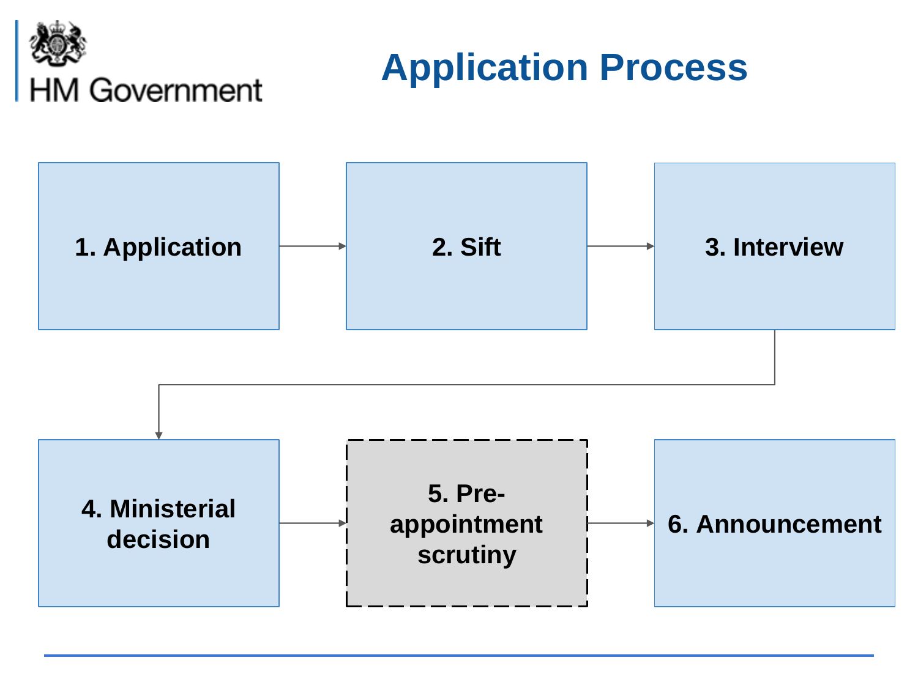# Application Process

1. Application
2. Sift
3. Interview
4. Ministerial decision
5. Pre-appointment scrutiny
6. Announcement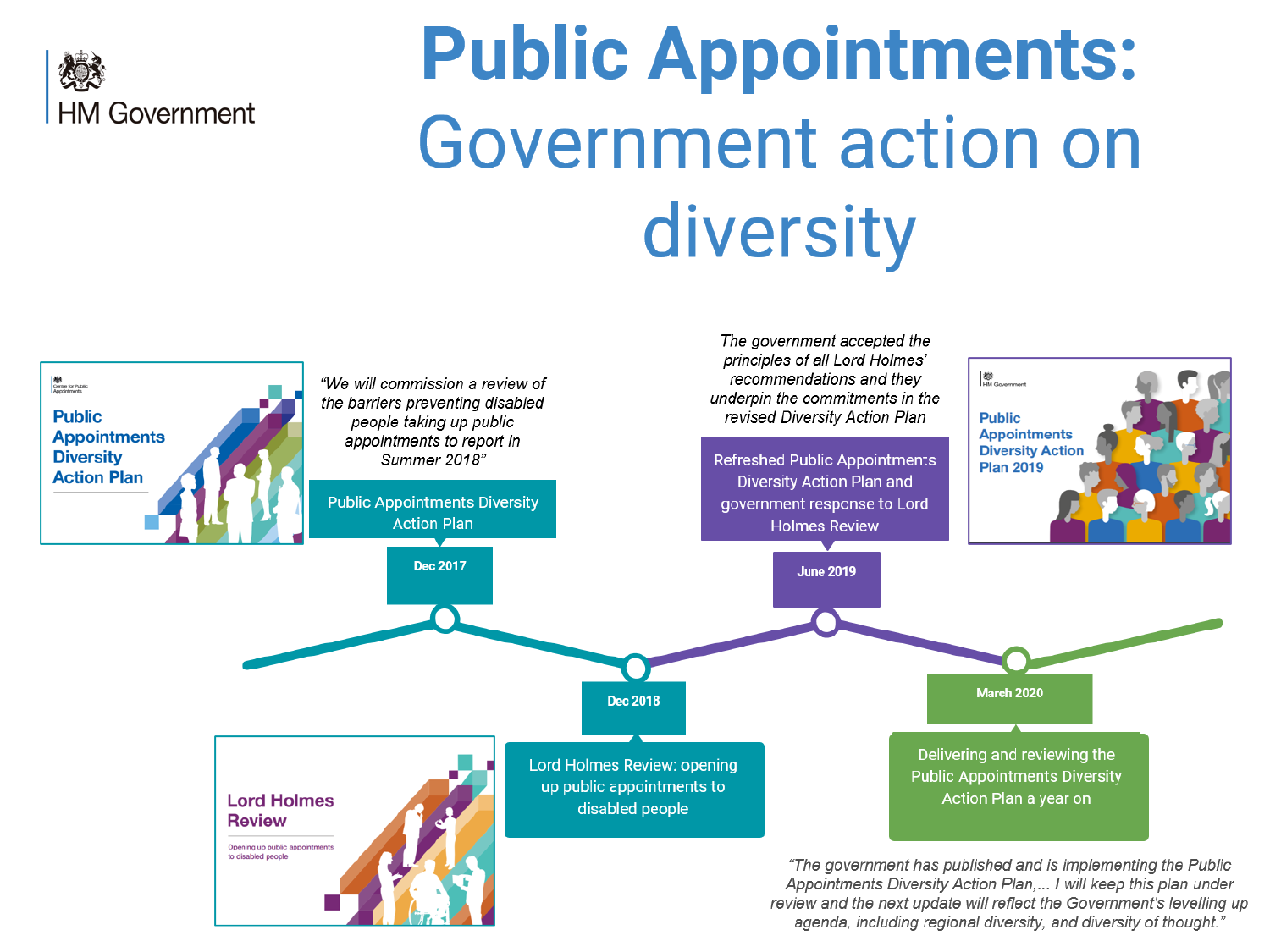HM Government

# Public Appointments: Government action on diversity

**Dec 2017 — Public Appointments Diversity Action Plan**

*"We will commission a review of the barriers preventing disabled people taking up public appointments to report in Summer 2018"*

**Dec 2018 — Lord Holmes Review: opening up public appointments to disabled people**

**June 2019 — Refreshed Public Appointments Diversity Action Plan and government response to Lord Holmes Review**

*The government accepted the principles of all Lord Holmes' recommendations and they underpin the commitments in the revised Diversity Action Plan*

**March 2020 — Delivering and reviewing the Public Appointments Diversity Action Plan a year on**

*"The government has published and is implementing the Public Appointments Diversity Action Plan,... I will keep this plan under review and the next update will reflect the Government's levelling up agenda, including regional diversity, and diversity of thought."*

Public Appointments Diversity Action Plan

Lord Holmes Review — Opening up public appointments to disabled people

Public Appointments Diversity Action Plan 2019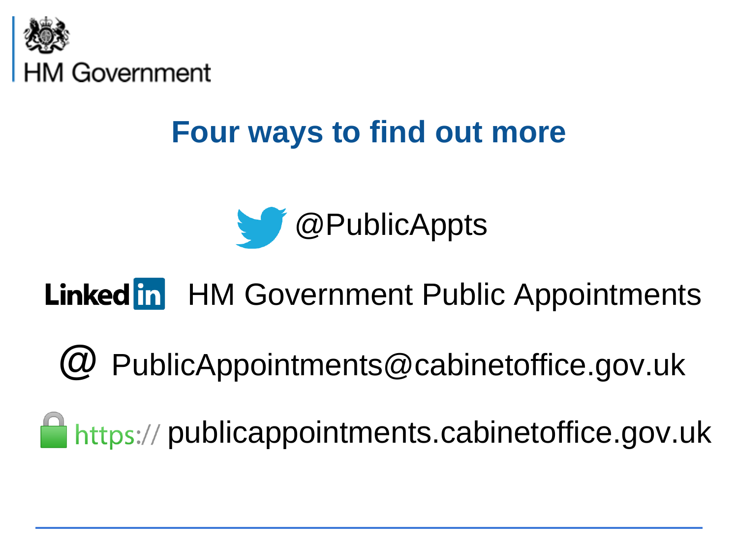HM Government

# Four ways to find out more

@PublicAppts

LinkedIn HM Government Public Appointments

@ PublicAppointments@cabinetoffice.gov.uk

https:// publicappointments.cabinetoffice.gov.uk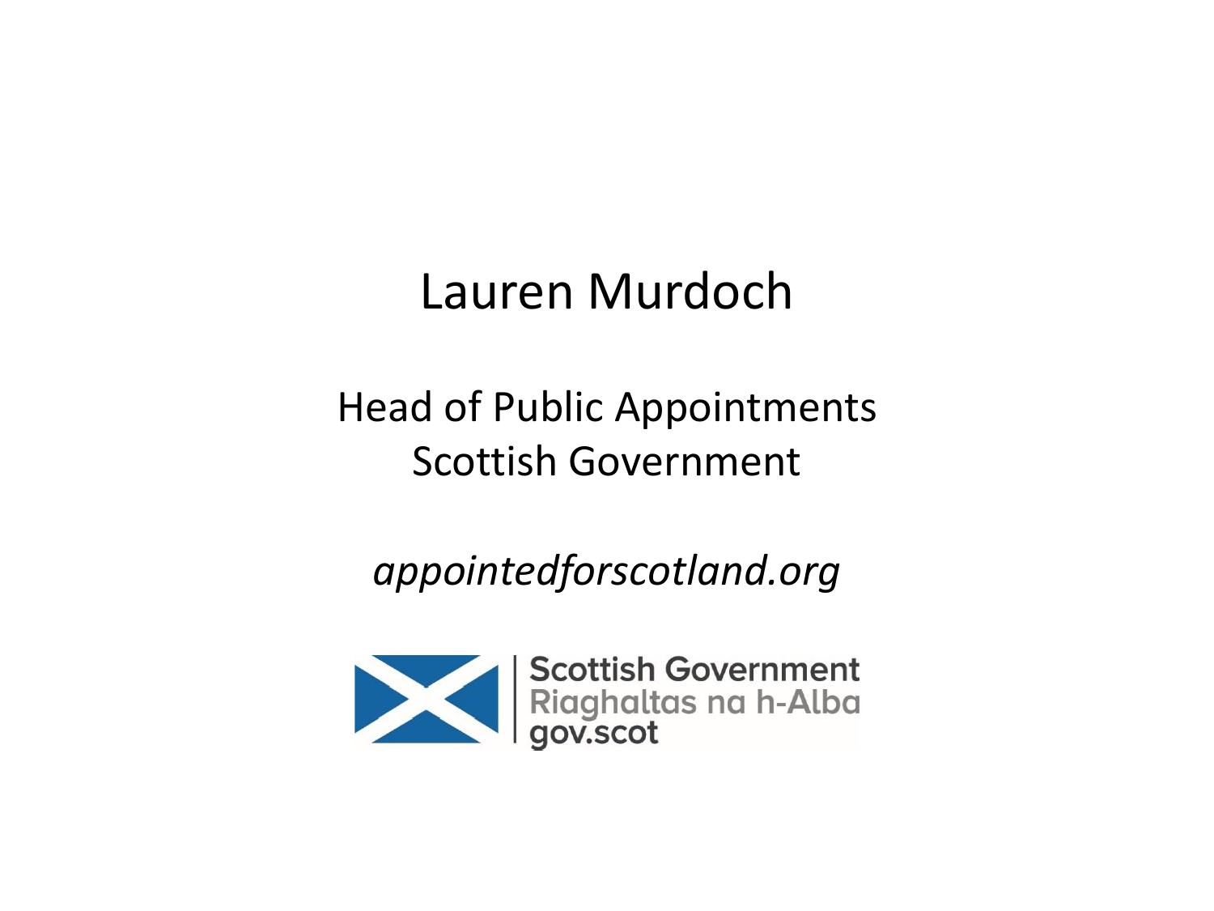# Lauren Murdoch

Head of Public Appointments
Scottish Government

*appointedforscotland.org*

Scottish Government
Riaghaltas na h-Alba
gov.scot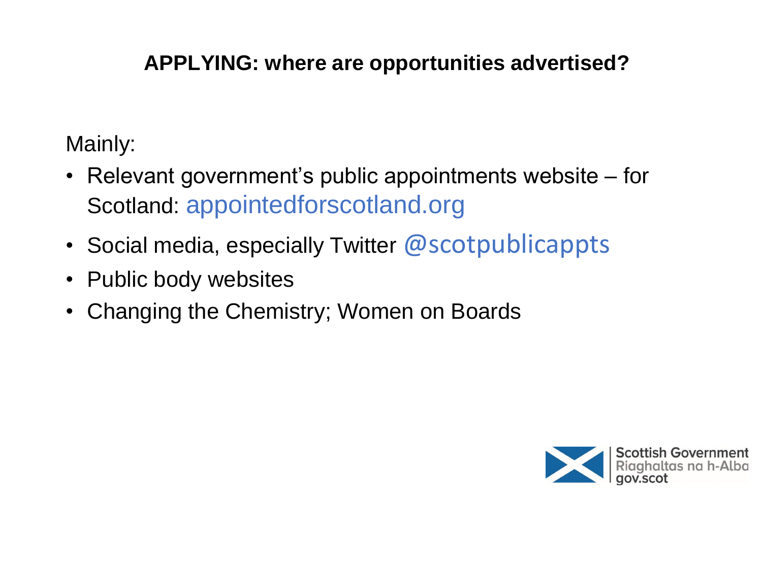## APPLYING: where are opportunities advertised?

Mainly:

- Relevant government's public appointments website – for Scotland: appointedforscotland.org
- Social media, especially Twitter @scotpublicappts
- Public body websites
- Changing the Chemistry; Women on Boards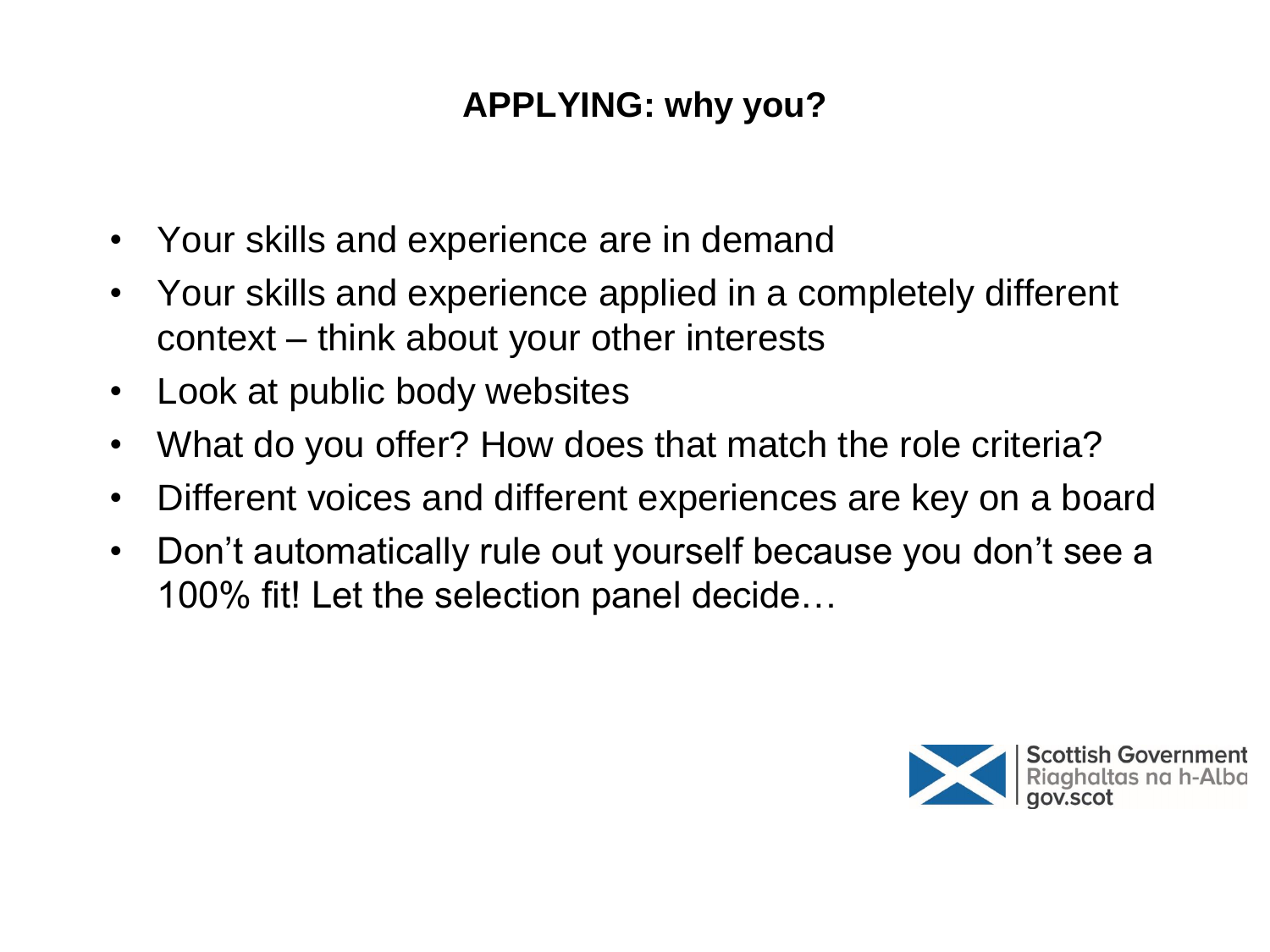## APPLYING: why you?

- Your skills and experience are in demand
- Your skills and experience applied in a completely different context – think about your other interests
- Look at public body websites
- What do you offer? How does that match the role criteria?
- Different voices and different experiences are key on a board
- Don't automatically rule out yourself because you don't see a 100% fit! Let the selection panel decide…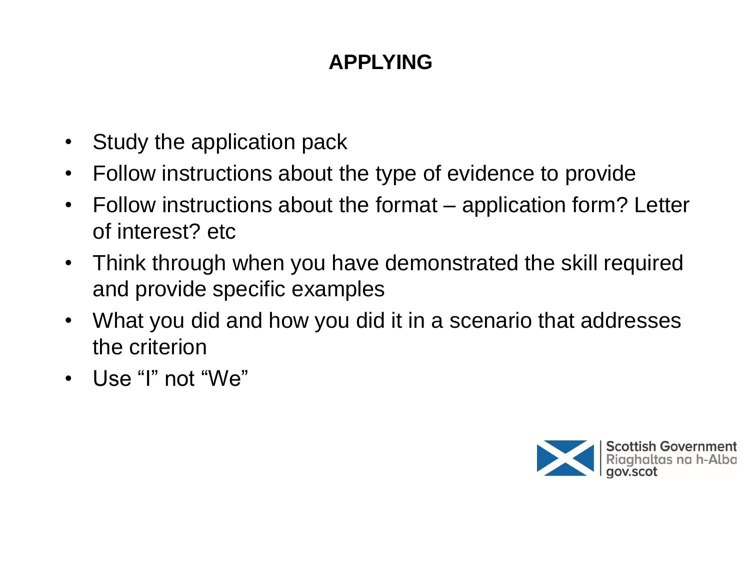# APPLYING

- Study the application pack
- Follow instructions about the type of evidence to provide
- Follow instructions about the format – application form? Letter of interest? etc
- Think through when you have demonstrated the skill required and provide specific examples
- What you did and how you did it in a scenario that addresses the criterion
- Use "I" not "We"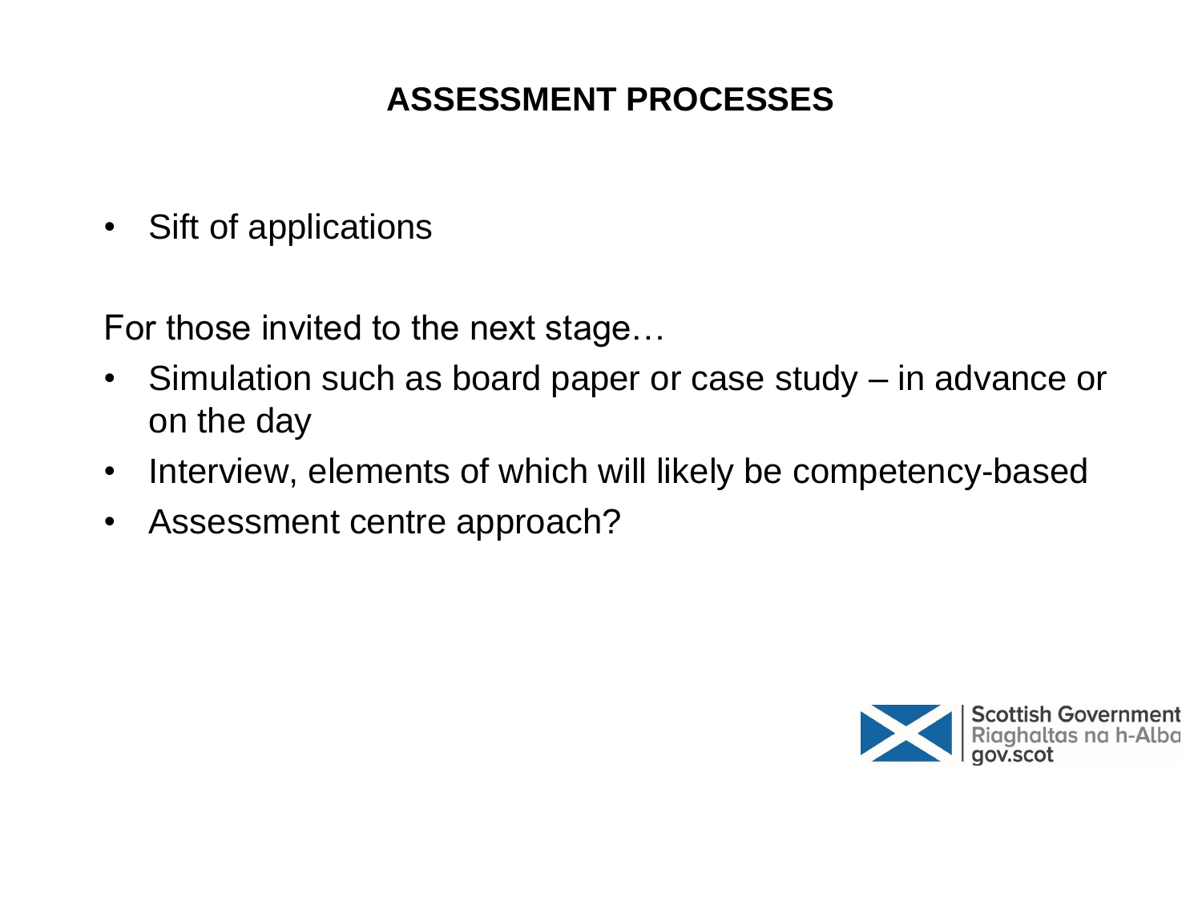# ASSESSMENT PROCESSES

- Sift of applications

For those invited to the next stage…

- Simulation such as board paper or case study – in advance or on the day
- Interview, elements of which will likely be competency-based
- Assessment centre approach?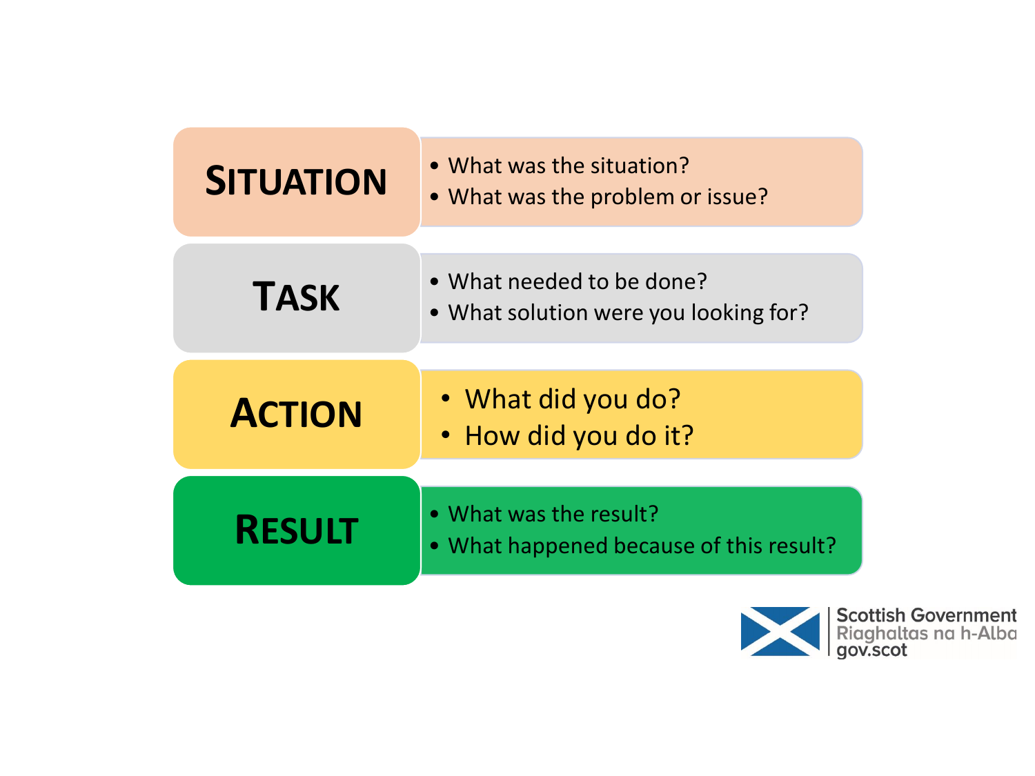| | |
|---|---|
| **SITUATION** | • What was the situation?<br>• What was the problem or issue? |
| **TASK** | • What needed to be done?<br>• What solution were you looking for? |
| **ACTION** | • What did you do?<br>• How did you do it? |
| **RESULT** | • What was the result?<br>• What happened because of this result? |

Scottish Government
Riaghaltas na h-Alba
gov.scot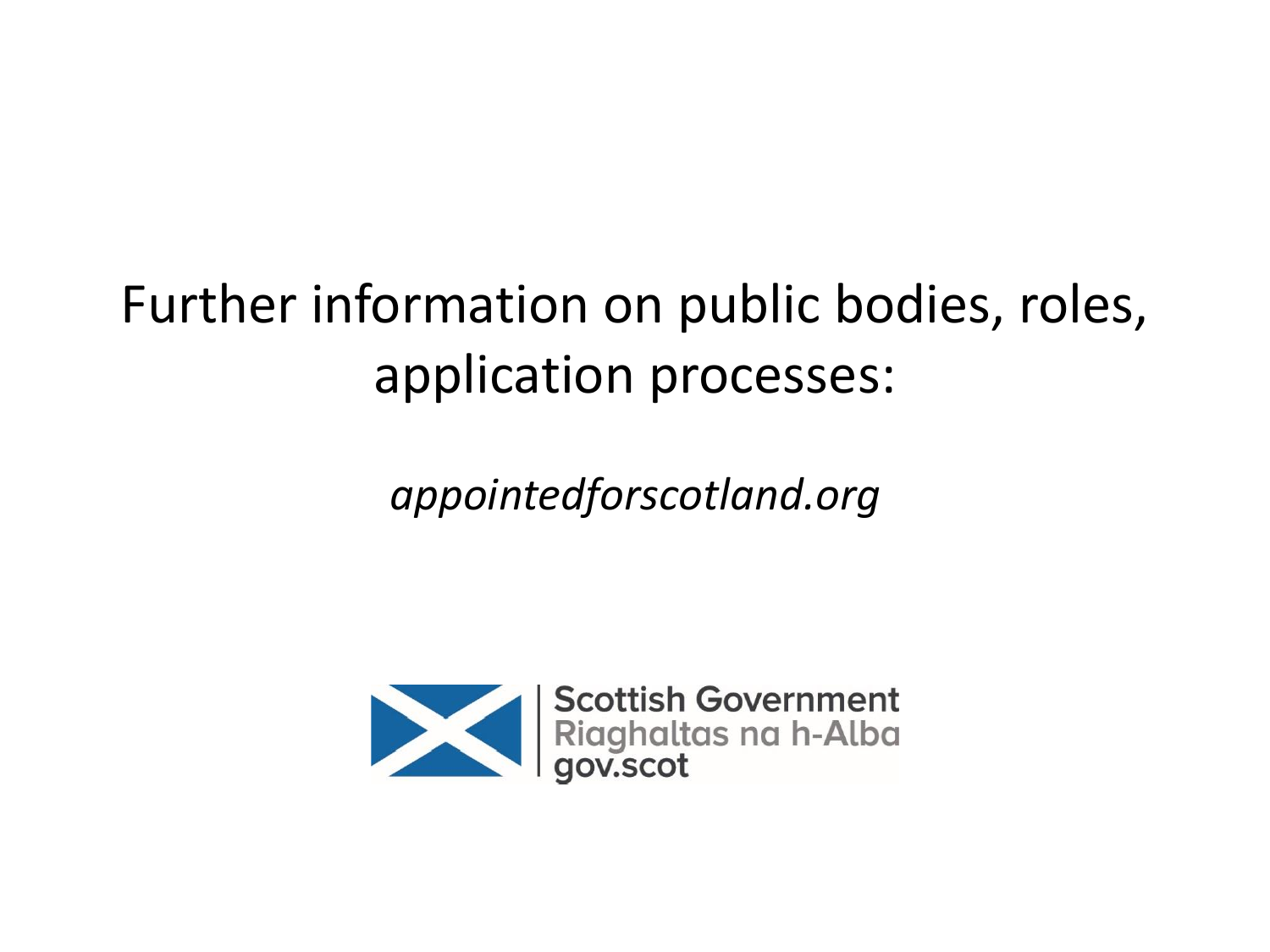Further information on public bodies, roles, application processes:

*appointedforscotland.org*

Scottish Government
Riaghaltas na h-Alba
gov.scot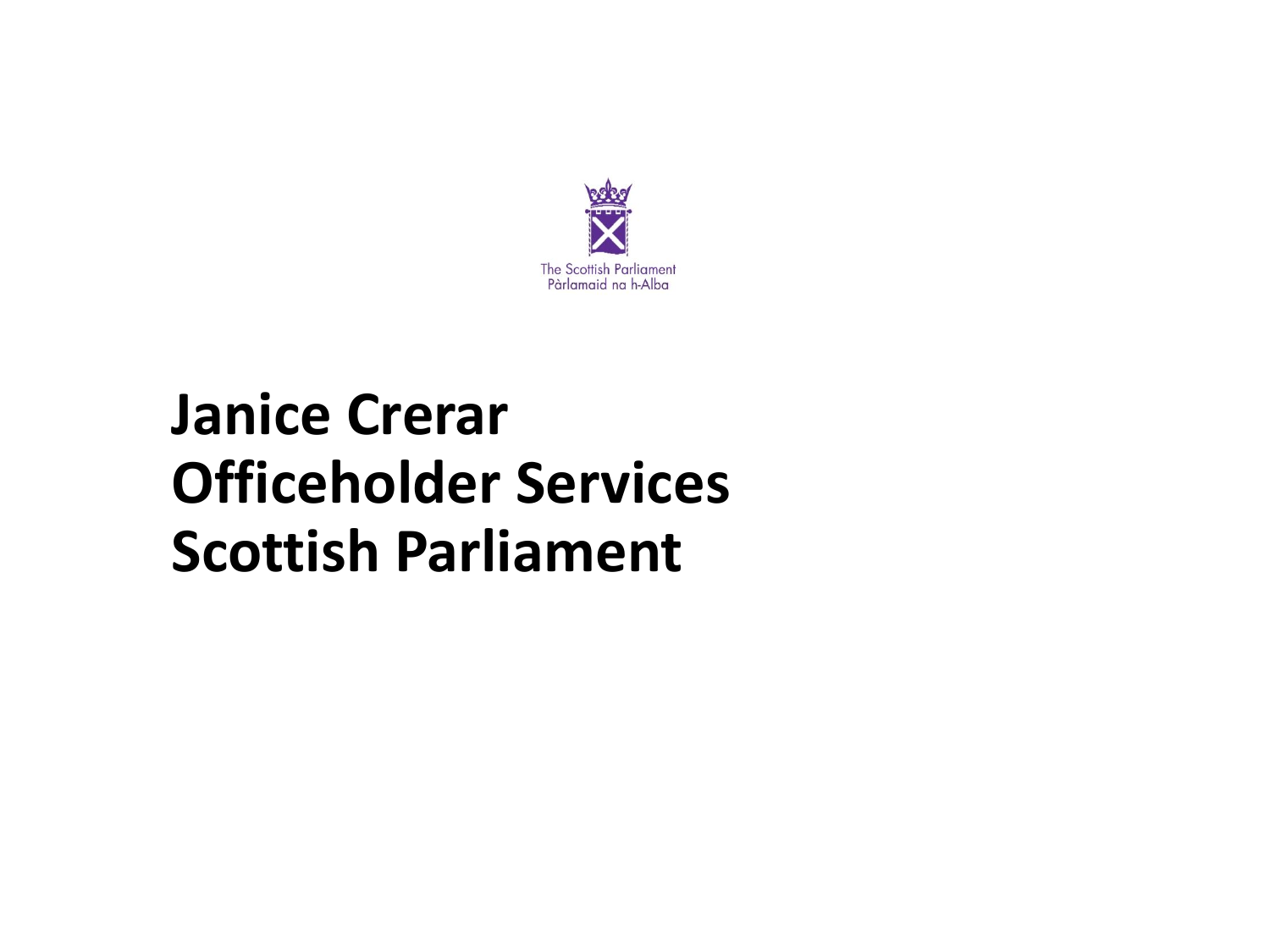The Scottish Parliament
Pàrlamaid na h-Alba

# Janice Crerar
# Officeholder Services
# Scottish Parliament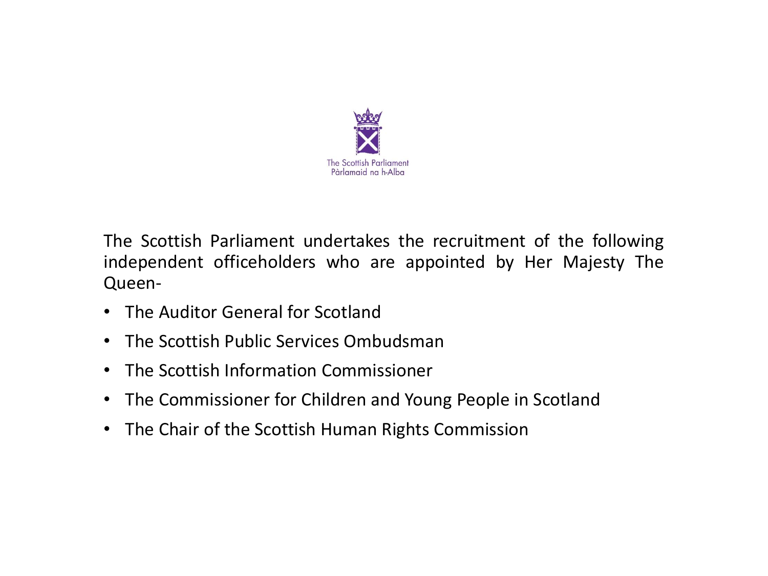The Scottish Parliament
Pàrlamaid na h-Alba

The Scottish Parliament undertakes the recruitment of the following independent officeholders who are appointed by Her Majesty The Queen-

- The Auditor General for Scotland
- The Scottish Public Services Ombudsman
- The Scottish Information Commissioner
- The Commissioner for Children and Young People in Scotland
- The Chair of the Scottish Human Rights Commission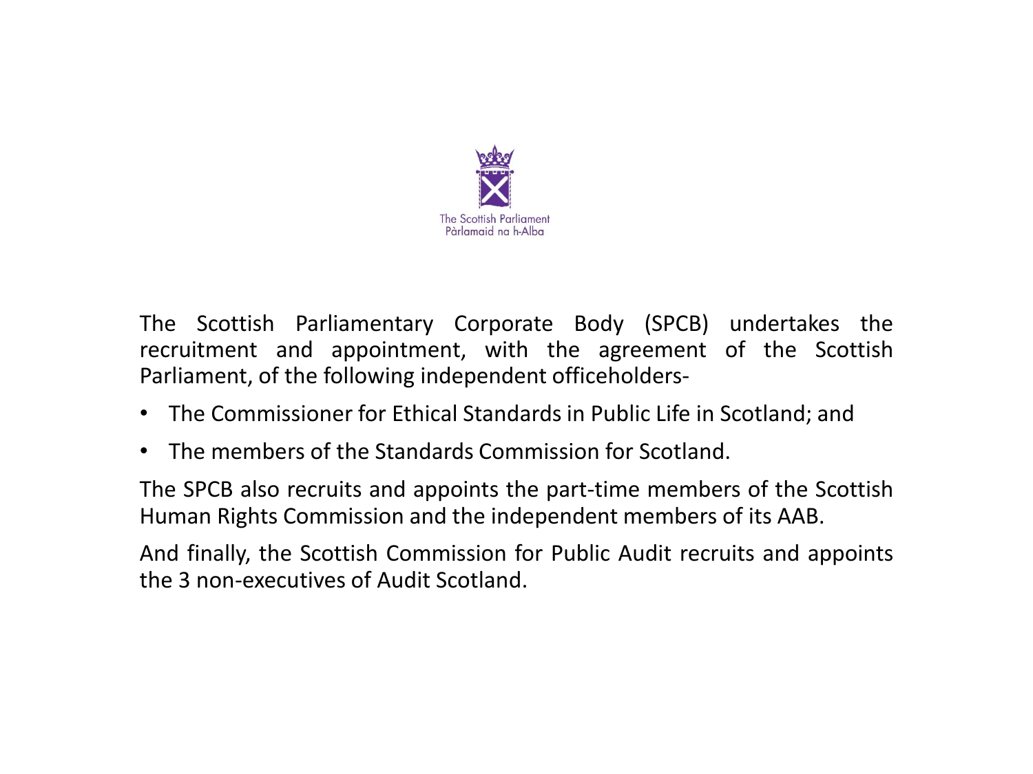The Scottish Parliament
Pàrlamaid na h-Alba

The Scottish Parliamentary Corporate Body (SPCB) undertakes the recruitment and appointment, with the agreement of the Scottish Parliament, of the following independent officeholders-

- The Commissioner for Ethical Standards in Public Life in Scotland; and
- The members of the Standards Commission for Scotland.

The SPCB also recruits and appoints the part-time members of the Scottish Human Rights Commission and the independent members of its AAB.

And finally, the Scottish Commission for Public Audit recruits and appoints the 3 non-executives of Audit Scotland.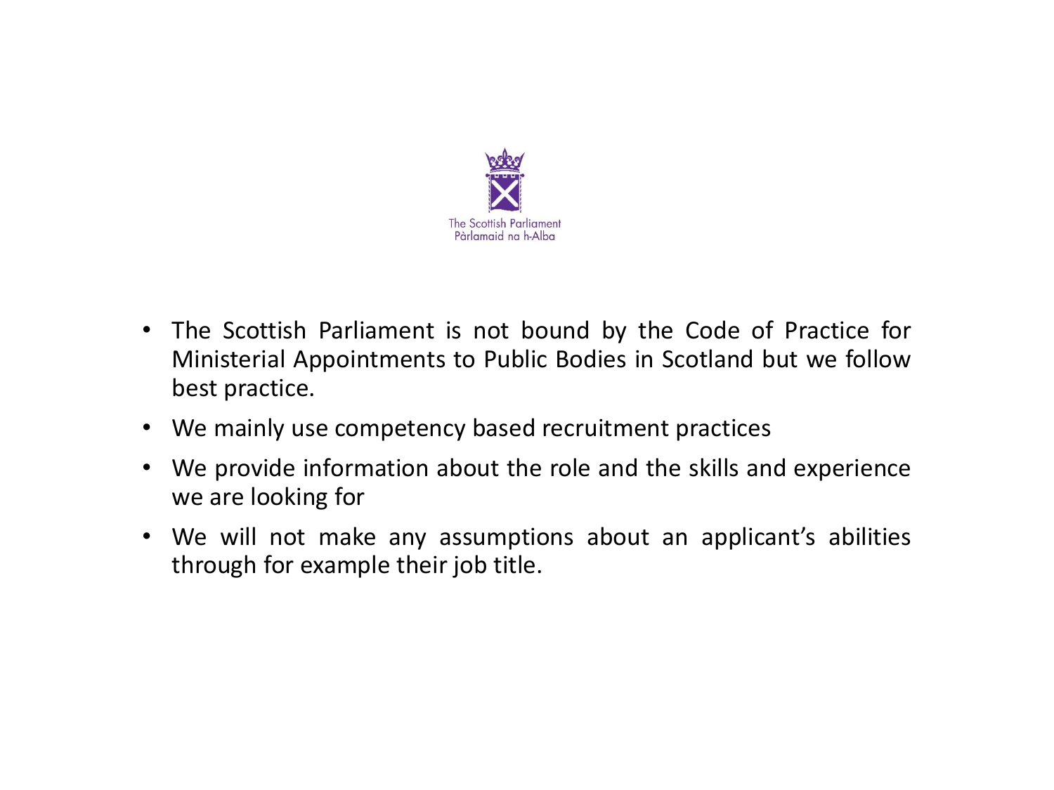The Scottish Parliament
Pàrlamaid na h-Alba

- The Scottish Parliament is not bound by the Code of Practice for Ministerial Appointments to Public Bodies in Scotland but we follow best practice.
- We mainly use competency based recruitment practices
- We provide information about the role and the skills and experience we are looking for
- We will not make any assumptions about an applicant's abilities through for example their job title.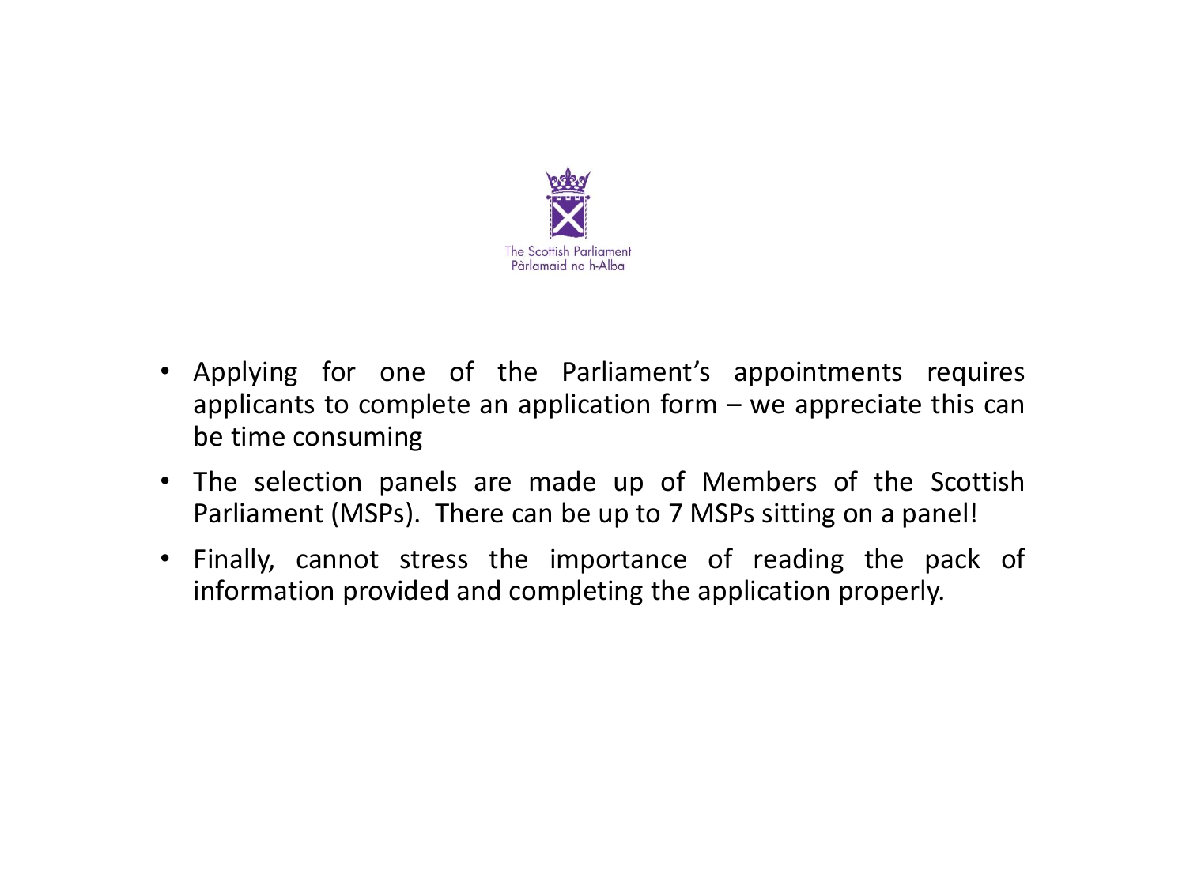The Scottish Parliament
Pàrlamaid na h-Alba

- Applying for one of the Parliament's appointments requires applicants to complete an application form – we appreciate this can be time consuming
- The selection panels are made up of Members of the Scottish Parliament (MSPs). There can be up to 7 MSPs sitting on a panel!
- Finally, cannot stress the importance of reading the pack of information provided and completing the application properly.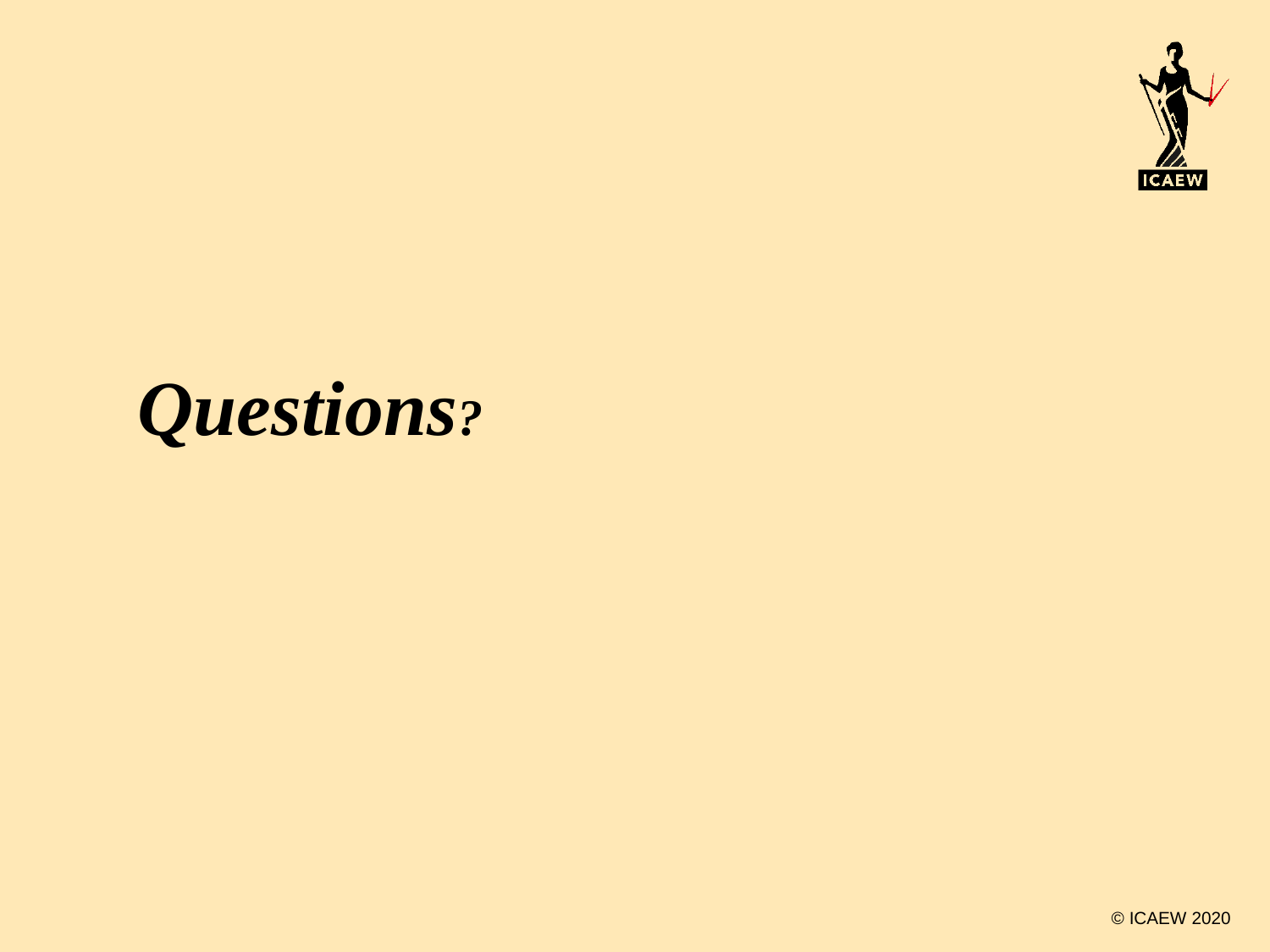# *Questions?*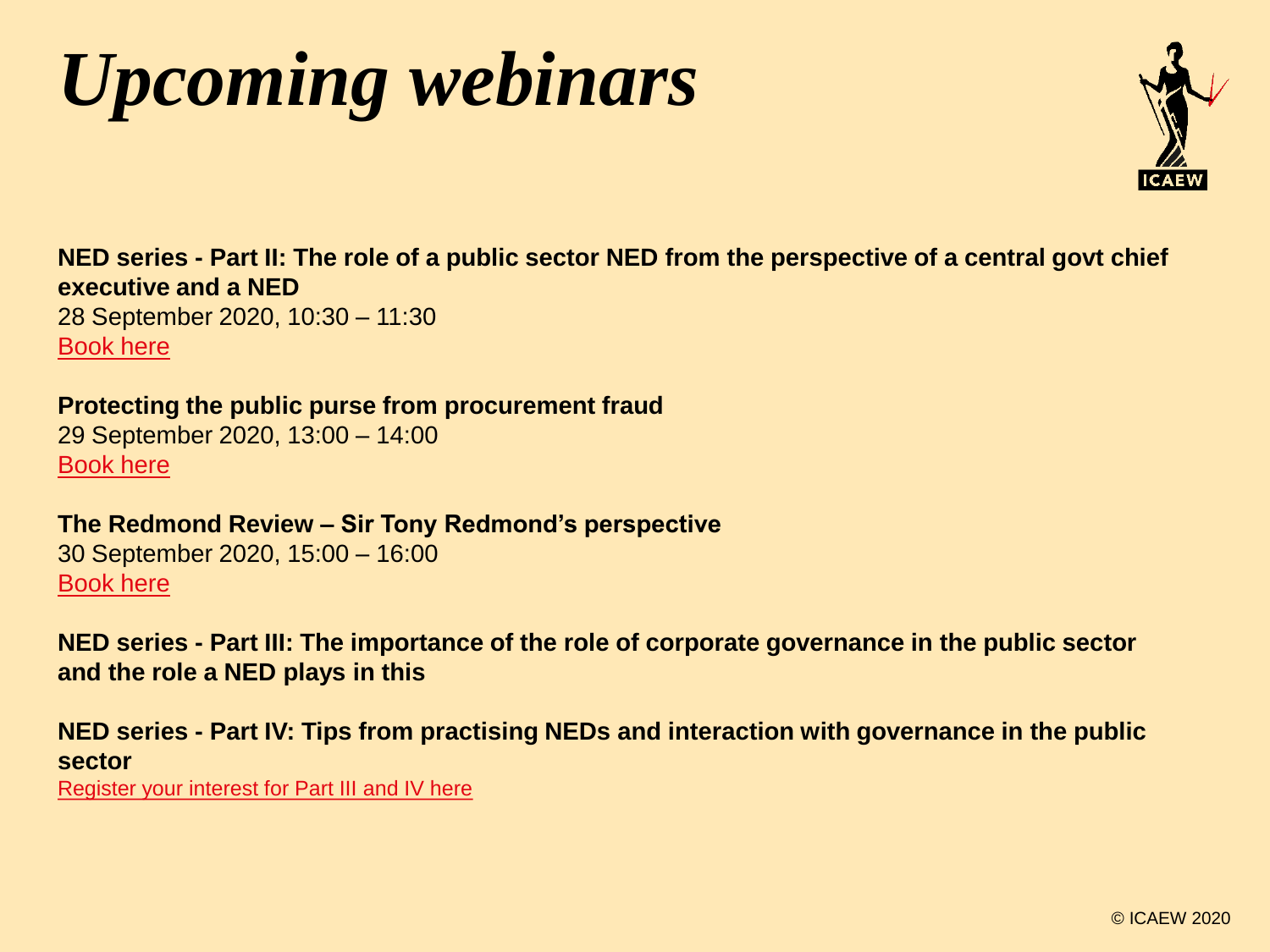# *Upcoming webinars*

**NED series - Part II: The role of a public sector NED from the perspective of a central govt chief executive and a NED**
28 September 2020, 10:30 – 11:30
Book here

**Protecting the public purse from procurement fraud**
29 September 2020, 13:00 – 14:00
Book here

**The Redmond Review – Sir Tony Redmond's perspective**
30 September 2020, 15:00 – 16:00
Book here

**NED series - Part III: The importance of the role of corporate governance in the public sector and the role a NED plays in this**

**NED series - Part IV: Tips from practising NEDs and interaction with governance in the public sector**
Register your interest for Part III and IV here

© ICAEW 2020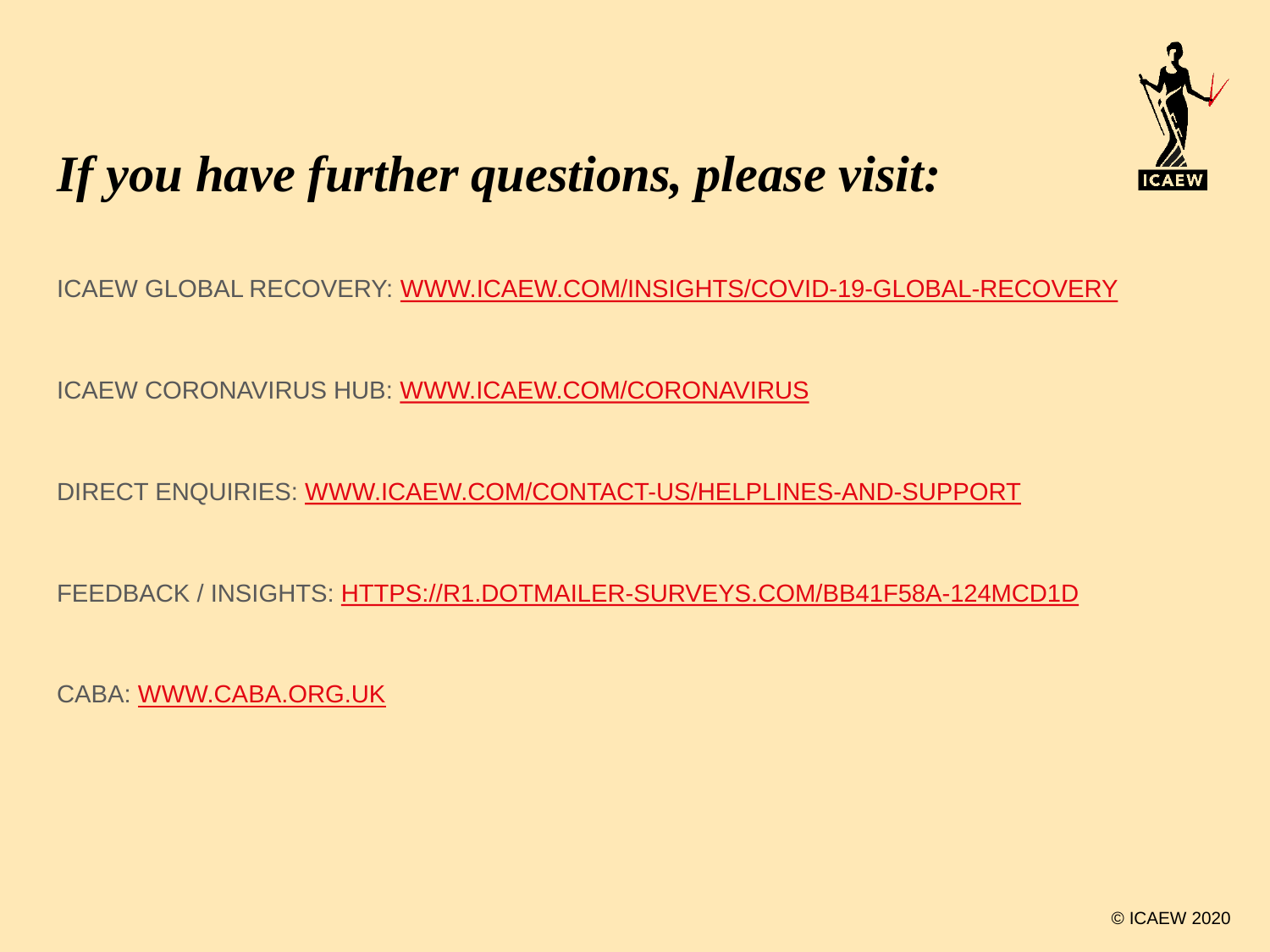# *If you have further questions, please visit:*

ICAEW GLOBAL RECOVERY: WWW.ICAEW.COM/INSIGHTS/COVID-19-GLOBAL-RECOVERY

ICAEW CORONAVIRUS HUB: WWW.ICAEW.COM/CORONAVIRUS

DIRECT ENQUIRIES: WWW.ICAEW.COM/CONTACT-US/HELPLINES-AND-SUPPORT

FEEDBACK / INSIGHTS: HTTPS://R1.DOTMAILER-SURVEYS.COM/BB41F58A-124MCD1D

CABA: WWW.CABA.ORG.UK

© ICAEW 2020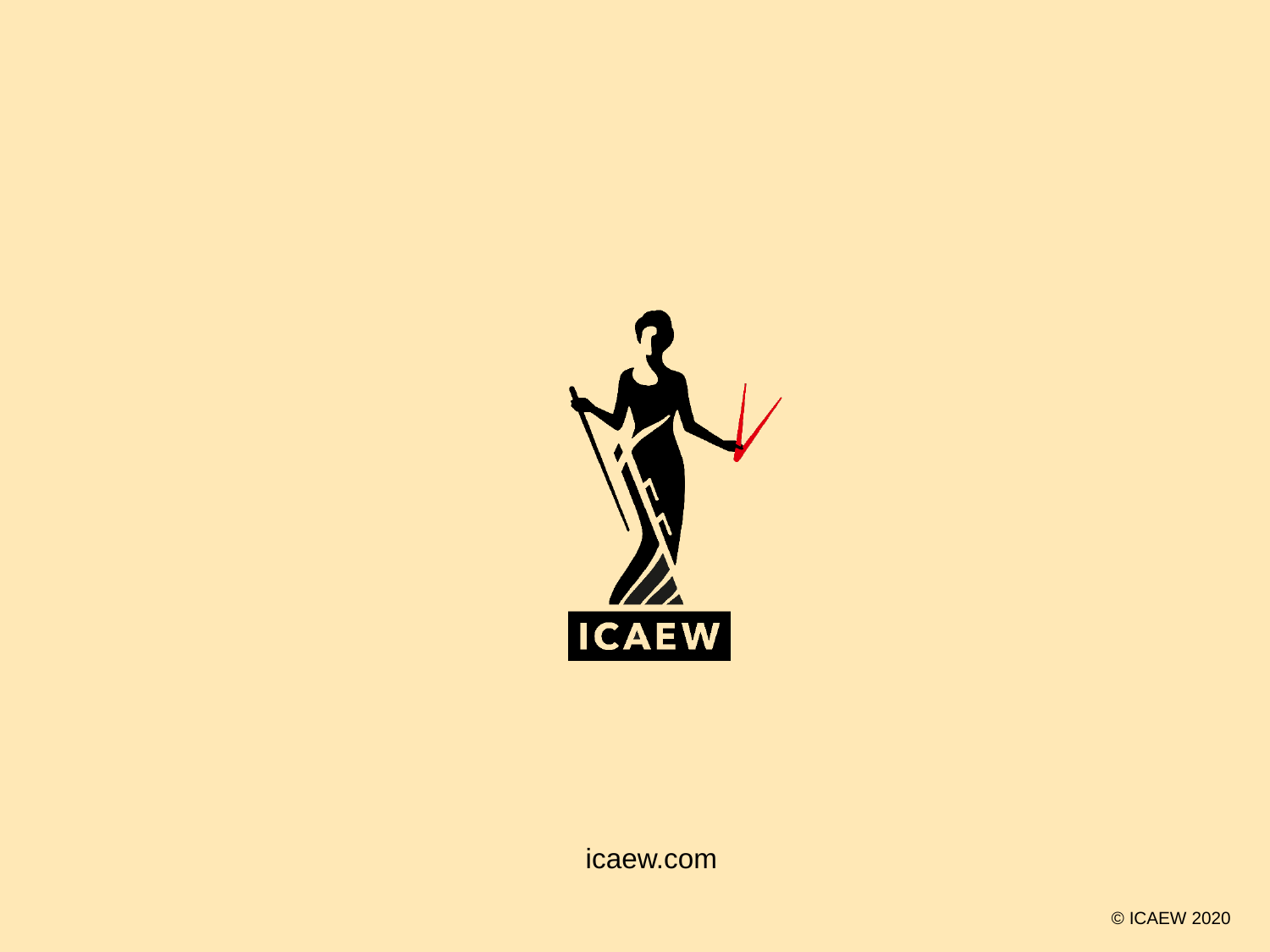ICAEW

icaew.com

© ICAEW 2020